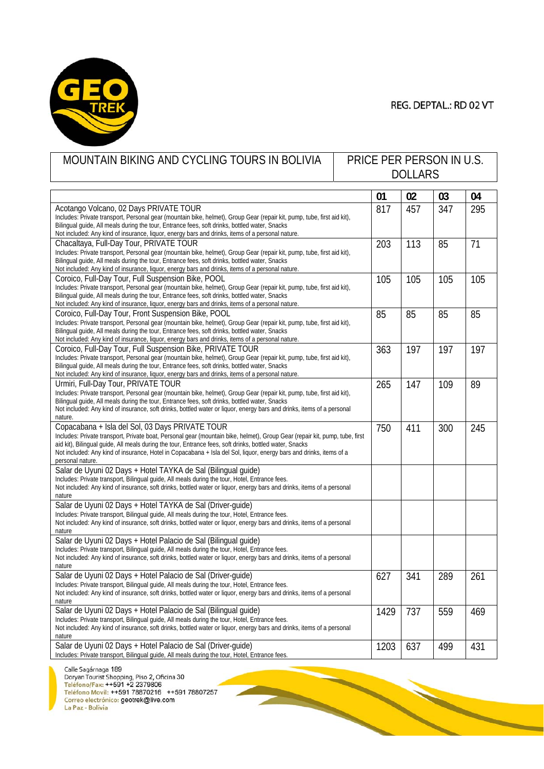REG. DEPTAL.: RD 02 VT

| MOUNTAIN BIKING AND CYCLING TOURS IN BOLIVIA | PRICE PER PERSON IN U.S. DOLLARS |
|---|---|

| | 01 | 02 | 03 | 04 |
|---|---|---|---|---|
| Acotango Volcano, 02 Days PRIVATE TOUR<br>Includes: Private transport, Personal gear (mountain bike, helmet), Group Gear (repair kit, pump, tube, first aid kit), Bilingual guide, All meals during the tour, Entrance fees, soft drinks, bottled water, Snacks<br>Not included: Any kind of insurance, liquor, energy bars and drinks, items of a personal nature. | 817 | 457 | 347 | 295 |
| Chacaltaya, Full-Day Tour, PRIVATE TOUR<br>Includes: Private transport, Personal gear (mountain bike, helmet), Group Gear (repair kit, pump, tube, first aid kit), Bilingual guide, All meals during the tour, Entrance fees, soft drinks, bottled water, Snacks<br>Not included: Any kind of insurance, liquor, energy bars and drinks, items of a personal nature. | 203 | 113 | 85 | 71 |
| Coroico, Full-Day Tour, Full Suspension Bike, POOL<br>Includes: Private transport, Personal gear (mountain bike, helmet), Group Gear (repair kit, pump, tube, first aid kit), Bilingual guide, All meals during the tour, Entrance fees, soft drinks, bottled water, Snacks<br>Not included: Any kind of insurance, liquor, energy bars and drinks, items of a personal nature. | 105 | 105 | 105 | 105 |
| Coroico, Full-Day Tour, Front Suspension Bike, POOL<br>Includes: Private transport, Personal gear (mountain bike, helmet), Group Gear (repair kit, pump, tube, first aid kit), Bilingual guide, All meals during the tour, Entrance fees, soft drinks, bottled water, Snacks<br>Not included: Any kind of insurance, liquor, energy bars and drinks, items of a personal nature. | 85 | 85 | 85 | 85 |
| Coroico, Full-Day Tour, Full Suspension Bike, PRIVATE TOUR<br>Includes: Private transport, Personal gear (mountain bike, helmet), Group Gear (repair kit, pump, tube, first aid kit), Bilingual guide, All meals during the tour, Entrance fees, soft drinks, bottled water, Snacks<br>Not included: Any kind of insurance, liquor, energy bars and drinks, items of a personal nature. | 363 | 197 | 197 | 197 |
| Urmiri, Full-Day Tour, PRIVATE TOUR<br>Includes: Private transport, Personal gear (mountain bike, helmet), Group Gear (repair kit, pump, tube, first aid kit), Bilingual guide, All meals during the tour, Entrance fees, soft drinks, bottled water, Snacks<br>Not included: Any kind of insurance, soft drinks, bottled water or liquor, energy bars and drinks, items of a personal nature. | 265 | 147 | 109 | 89 |
| Copacabana + Isla del Sol, 03 Days PRIVATE TOUR<br>Includes: Private transport, Private boat, Personal gear (mountain bike, helmet), Group Gear (repair kit, pump, tube, first aid kit), Bilingual guide, All meals during the tour, Entrance fees, soft drinks, bottled water, Snacks<br>Not included: Any kind of insurance, Hotel in Copacabana + Isla del Sol, liquor, energy bars and drinks, items of a personal nature. | 750 | 411 | 300 | 245 |
| Salar de Uyuni 02 Days + Hotel TAYKA de Sal (Bilingual guide)<br>Includes: Private transport, Bilingual guide, All meals during the tour, Hotel, Entrance fees.<br>Not included: Any kind of insurance, soft drinks, bottled water or liquor, energy bars and drinks, items of a personal nature | | | | |
| Salar de Uyuni 02 Days + Hotel TAYKA de Sal (Driver-guide)<br>Includes: Private transport, Bilingual guide, All meals during the tour, Hotel, Entrance fees.<br>Not included: Any kind of insurance, soft drinks, bottled water or liquor, energy bars and drinks, items of a personal nature | | | | |
| Salar de Uyuni 02 Days + Hotel Palacio de Sal (Bilingual guide)<br>Includes: Private transport, Bilingual guide, All meals during the tour, Hotel, Entrance fees.<br>Not included: Any kind of insurance, soft drinks, bottled water or liquor, energy bars and drinks, items of a personal nature | | | | |
| Salar de Uyuni 02 Days + Hotel Palacio de Sal (Driver-guide)<br>Includes: Private transport, Bilingual guide, All meals during the tour, Hotel, Entrance fees.<br>Not included: Any kind of insurance, soft drinks, bottled water or liquor, energy bars and drinks, items of a personal nature | 627 | 341 | 289 | 261 |
| Salar de Uyuni 02 Days + Hotel Palacio de Sal (Bilingual guide)<br>Includes: Private transport, Bilingual guide, All meals during the tour, Hotel, Entrance fees.<br>Not included: Any kind of insurance, soft drinks, bottled water or liquor, energy bars and drinks, items of a personal nature | 1429 | 737 | 559 | 469 |
| Salar de Uyuni 02 Days + Hotel Palacio de Sal (Driver-guide)<br>Includes: Private transport, Bilingual guide, All meals during the tour, Hotel, Entrance fees. | 1203 | 637 | 499 | 431 |

Calle Sagárnaga 189
Doryan Tourist Shopping, Piso 2, Oficina 30
Teléfono/Fax: ++591 +2 2379806
Teléfono Movil: ++591 78870216 ++591 78807257
Correo electrónico: geotrek@live.com
La Paz - Bolivia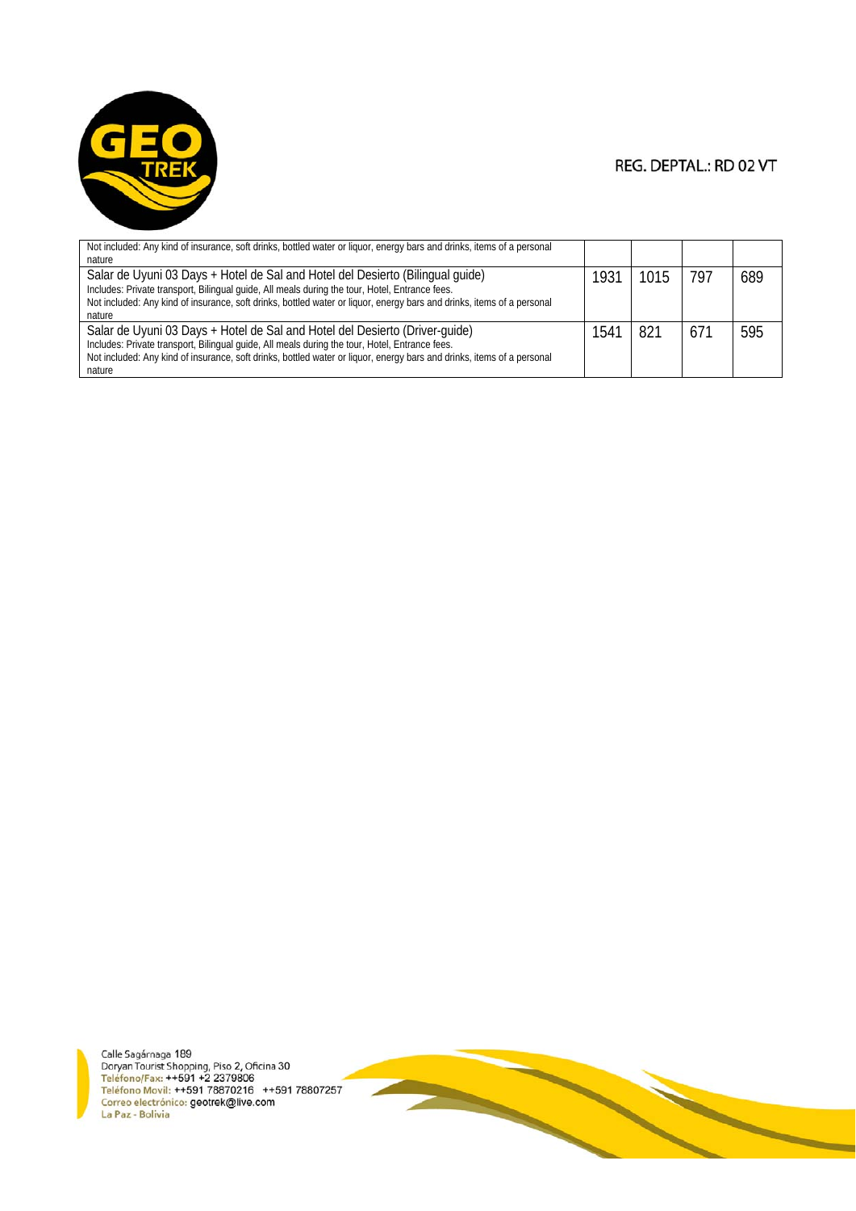REG. DEPTAL.: RD 02 VT

| | | | | |
|---|---|---|---|---|
| Not included: Any kind of insurance, soft drinks, bottled water or liquor, energy bars and drinks, items of a personal nature | | | | |
| Salar de Uyuni 03 Days + Hotel de Sal and Hotel del Desierto (Bilingual guide)<br>Includes: Private transport, Bilingual guide, All meals during the tour, Hotel, Entrance fees.<br>Not included: Any kind of insurance, soft drinks, bottled water or liquor, energy bars and drinks, items of a personal nature | 1931 | 1015 | 797 | 689 |
| Salar de Uyuni 03 Days + Hotel de Sal and Hotel del Desierto (Driver-guide)<br>Includes: Private transport, Bilingual guide, All meals during the tour, Hotel, Entrance fees.<br>Not included: Any kind of insurance, soft drinks, bottled water or liquor, energy bars and drinks, items of a personal nature | 1541 | 821 | 671 | 595 |

Calle Sagárnaga 189
Doryan Tourist Shopping, Piso 2, Oficina 30
Teléfono/Fax: ++591 +2 2379806
Teléfono Movil: ++591 78870216 ++591 78807257
Correo electrónico: geotrek@live.com
La Paz - Bolivia